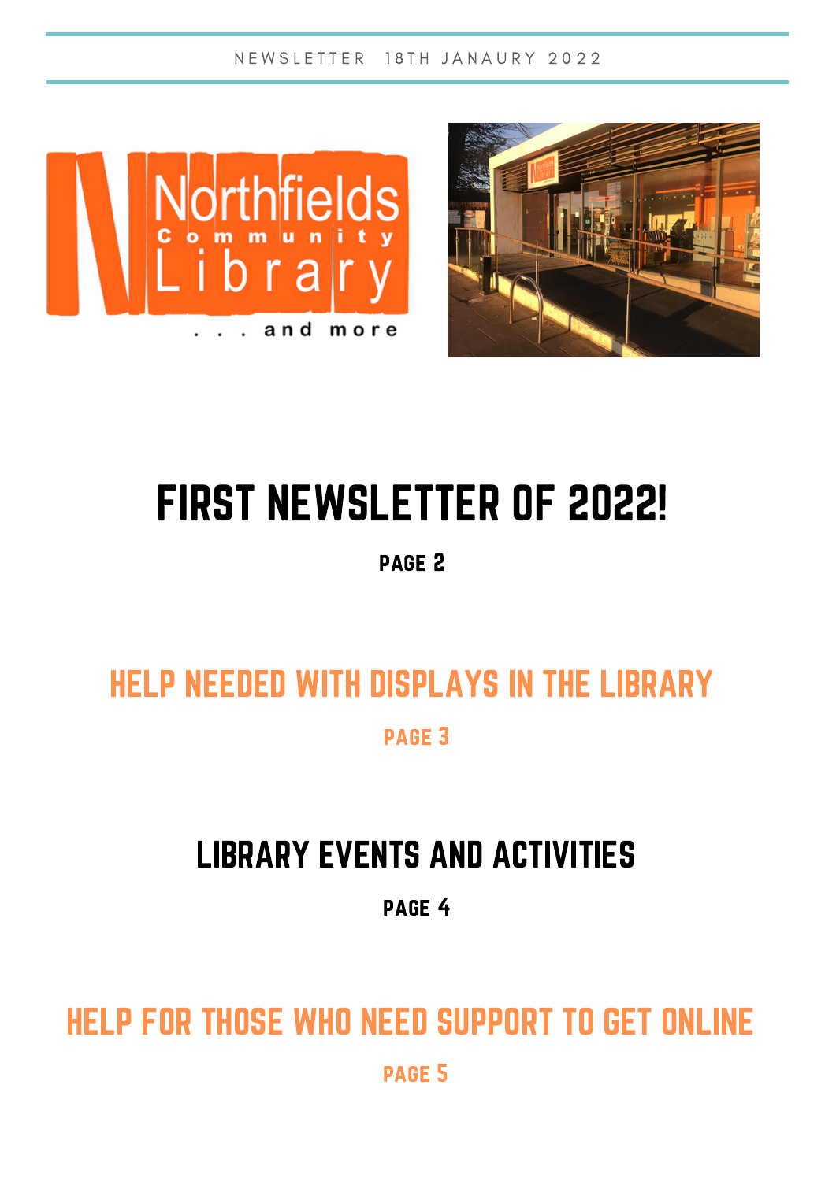NEWSLETTER 18TH JANAURY 2022

# FIRST NEWSLETTER OF 2022!

PAGE 2

## HELP NEEDED WITH DISPLAYS IN THE LIBRARY

PAGE 3

## LIBRARY EVENTS AND ACTIVITIES

PAGE 4

## HELP FOR THOSE WHO NEED SUPPORT TO GET ONLINE

PAGE 5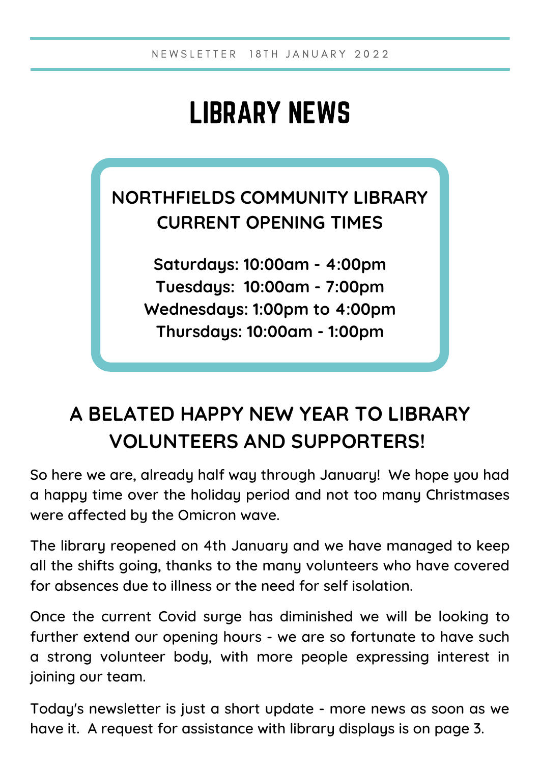# LIBRARY NEWS

**NORTHFIELDS COMMUNITY LIBRARY CURRENT OPENING TIMES**

**Saturdays: 10:00am - 4:00pm**
**Tuesdays: 10:00am - 7:00pm**
**Wednesdays: 1:00pm to 4:00pm**
**Thursdays: 10:00am - 1:00pm**

## A BELATED HAPPY NEW YEAR TO LIBRARY VOLUNTEERS AND SUPPORTERS!

So here we are, already half way through January! We hope you had a happy time over the holiday period and not too many Christmases were affected by the Omicron wave.

The library reopened on 4th January and we have managed to keep all the shifts going, thanks to the many volunteers who have covered for absences due to illness or the need for self isolation.

Once the current Covid surge has diminished we will be looking to further extend our opening hours - we are so fortunate to have such a strong volunteer body, with more people expressing interest in joining our team.

Today's newsletter is just a short update - more news as soon as we have it. A request for assistance with library displays is on page 3.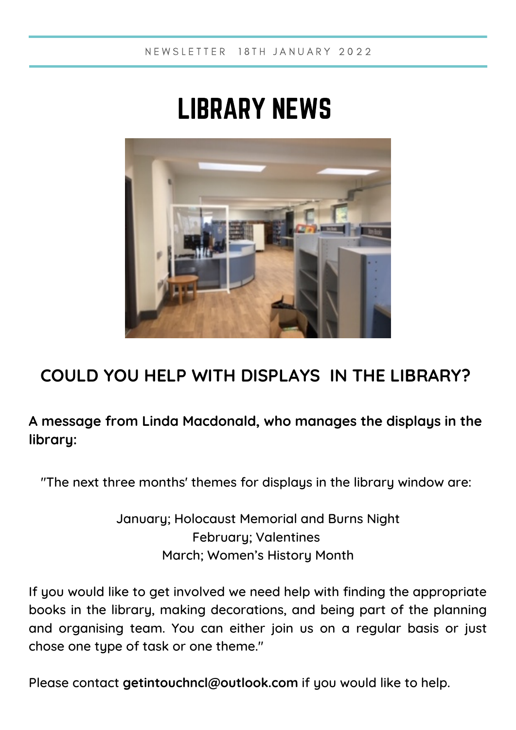NEWSLETTER 18TH JANUARY 2022

# LIBRARY NEWS

## COULD YOU HELP WITH DISPLAYS IN THE LIBRARY?

**A message from Linda Macdonald, who manages the displays in the library:**

"The next three months' themes for displays in the library window are:

January; Holocaust Memorial and Burns Night
February; Valentines
March; Women's History Month

If you would like to get involved we need help with finding the appropriate books in the library, making decorations, and being part of the planning and organising team. You can either join us on a regular basis or just chose one type of task or one theme."

Please contact **getintouchncl@outlook.com** if you would like to help.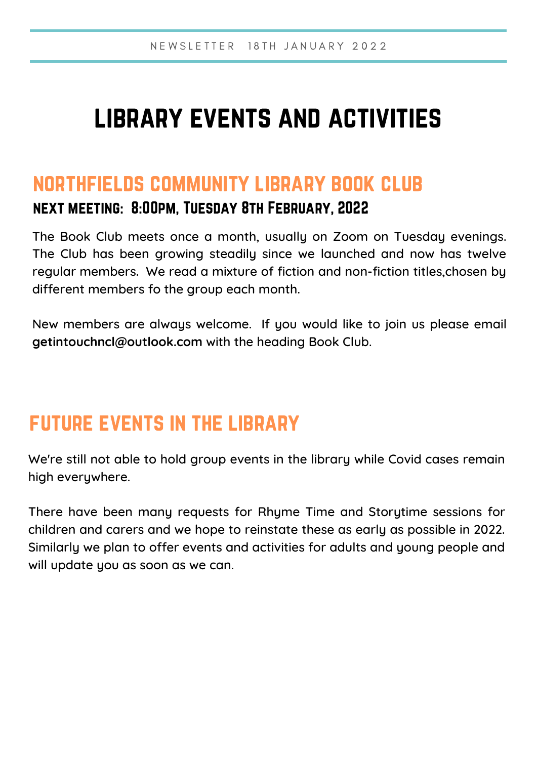NEWSLETTER 18TH JANUARY 2022

# LIBRARY EVENTS AND ACTIVITIES

## NORTHFIELDS COMMUNITY LIBRARY BOOK CLUB

### NEXT MEETING: 8:00PM, TUESDAY 8TH FEBRUARY, 2022

The Book Club meets once a month, usually on Zoom on Tuesday evenings. The Club has been growing steadily since we launched and now has twelve regular members. We read a mixture of fiction and non-fiction titles,chosen by different members fo the group each month.

New members are always welcome. If you would like to join us please email **getintouchncl@outlook.com** with the heading Book Club.

## FUTURE EVENTS IN THE LIBRARY

We're still not able to hold group events in the library while Covid cases remain high everywhere.

There have been many requests for Rhyme Time and Storytime sessions for children and carers and we hope to reinstate these as early as possible in 2022. Similarly we plan to offer events and activities for adults and young people and will update you as soon as we can.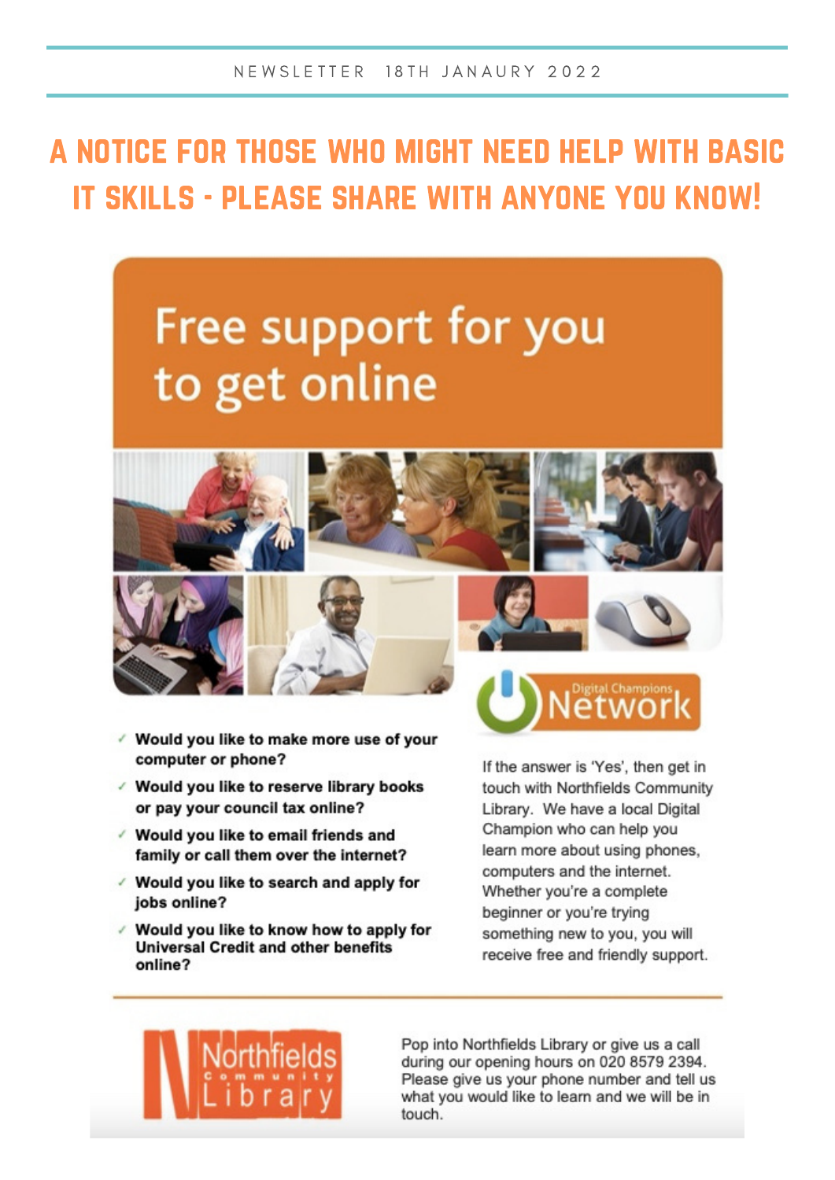NEWSLETTER 18TH JANAURY 2022

# A NOTICE FOR THOSE WHO MIGHT NEED HELP WITH BASIC IT SKILLS - PLEASE SHARE WITH ANYONE YOU KNOW!

## Free support for you to get online

Digital Champions Network

- Would you like to make more use of your computer or phone?
- Would you like to reserve library books or pay your council tax online?
- Would you like to email friends and family or call them over the internet?
- Would you like to search and apply for jobs online?
- Would you like to know how to apply for Universal Credit and other benefits online?

If the answer is 'Yes', then get in touch with Northfields Community Library. We have a local Digital Champion who can help you learn more about using phones, computers and the internet. Whether you're a complete beginner or you're trying something new to you, you will receive free and friendly support.

Northfields Community Library

Pop into Northfields Library or give us a call during our opening hours on 020 8579 2394. Please give us your phone number and tell us what you would like to learn and we will be in touch.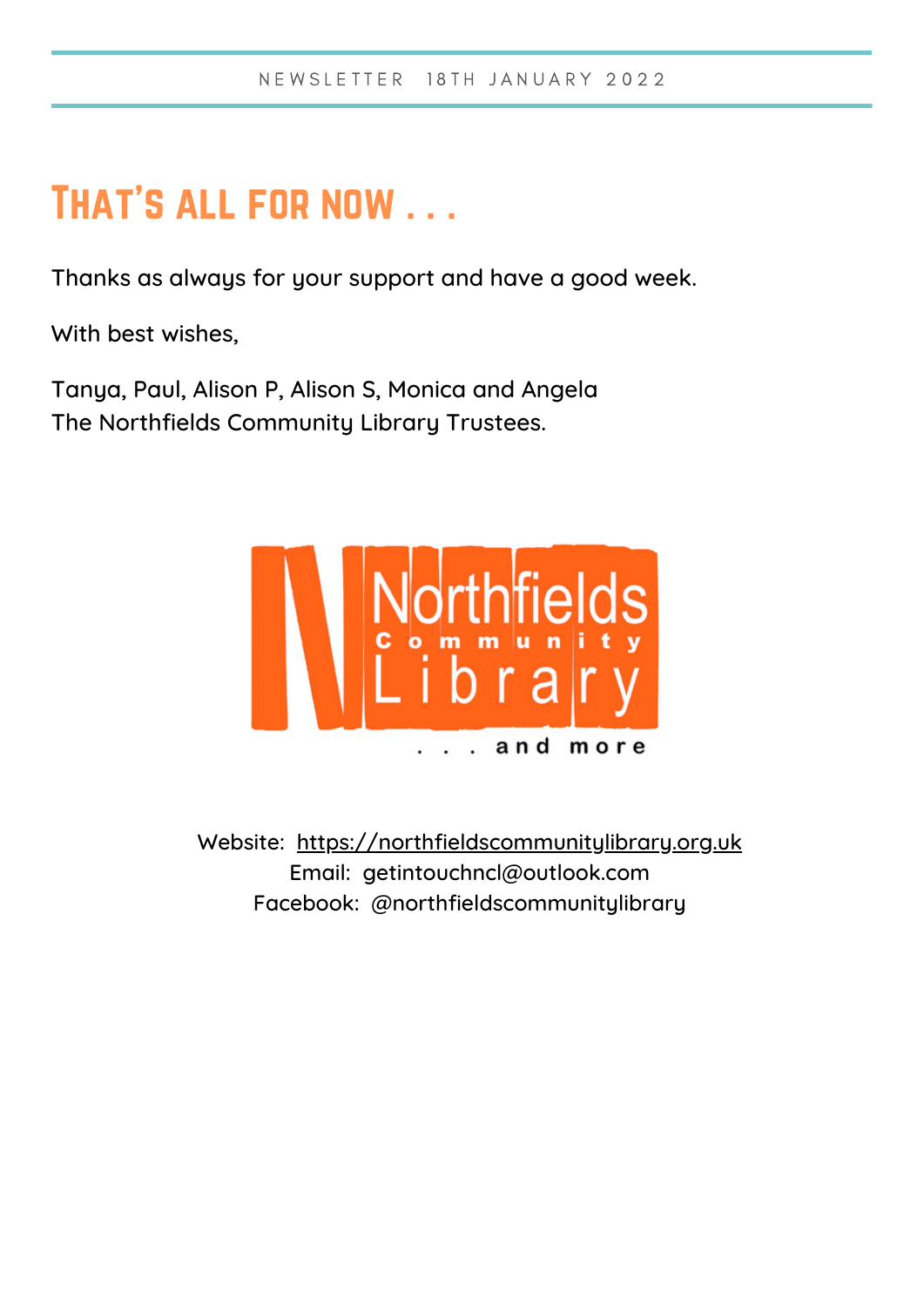# That's all for now . . .

Thanks as always for your support and have a good week.

With best wishes,

Tanya, Paul, Alison P, Alison S, Monica and Angela
The Northfields Community Library Trustees.

Website: https://northfieldscommunitylibrary.org.uk
Email: getintouchncl@outlook.com
Facebook: @northfieldscommunitylibrary